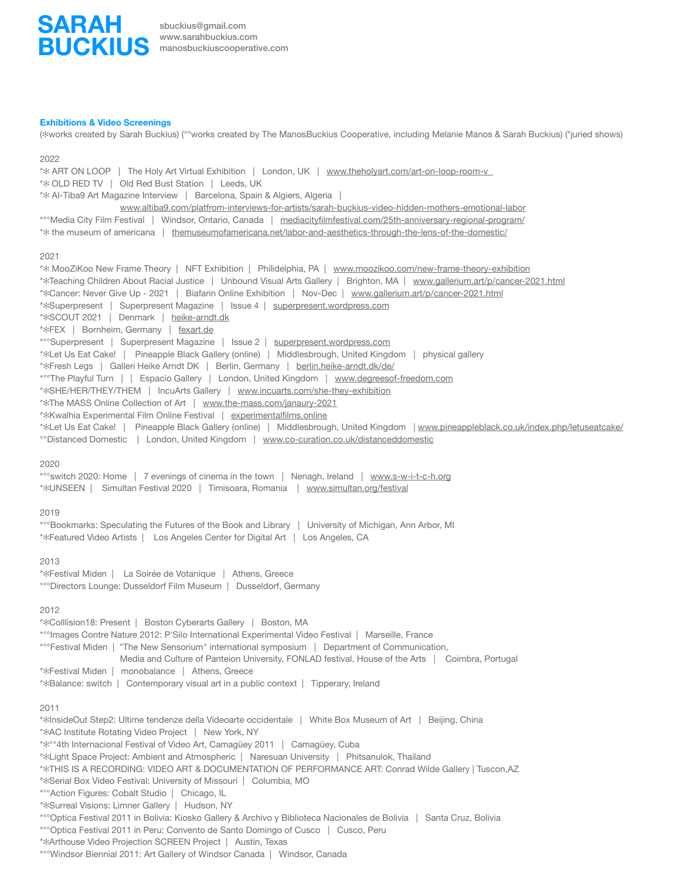# SARAH BUCKIUS

sbuckius@gmail.com
www.sarahbuckius.com
manosbuckiuscooperative.com

**Exhibitions & Video Screenings**

(✻works created by Sarah Buckius) (°°works created by The ManosBuckius Cooperative, including Melanie Manos & Sarah Buckius) (*juried shows)

2022

*✻ ART ON LOOP | The Holy Art Virtual Exhibition | London, UK | www.theholyart.com/art-on-loop-room-v
*✻ OLD RED TV | Old Red Bust Station | Leeds, UK
*✻ Al-Tiba9 Art Magazine Interview | Barcelona, Spain & Algiers, Algeria | www.altiba9.com/platfrom-interviews-for-artists/sarah-buckius-video-hidden-mothers-emotional-labor
*°°Media City Film Festival | Windsor, Ontario, Canada | mediacityfilmfestival.com/25th-anniversary-regional-program/
*✻ the museum of americana | themuseumofamericana.net/labor-and-aesthetics-through-the-lens-of-the-domestic/

2021

*✻ MooZiKoo New Frame Theory | NFT Exhibition | Philidelphia, PA | www.moozikoo.com/new-frame-theory-exhibition
*✻Teaching Children About Racial Justice | Unbound Visual Arts Gallery | Brighton, MA | www.gallerium.art/p/cancer-2021.html
*✻Cancer: Never Give Up - 2021 | Biafarin Online Exhibition | Nov-Dec | www.gallerium.art/p/cancer-2021.html
*✻Superpresent | Superpresent Magazine | Issue 4 | superpresent.wordpress.com
*✻SCOUT 2021 | Denmark | heike-arndt.dk
*✻FEX | Bornheim, Germany | fexart.de
*°°Superpresent | Superpresent Magazine | Issue 2 | superpresent.wordpress.com
*✻Let Us Eat Cake! | Pineapple Black Gallery (online) | Middlesbrough, United Kingdom | physical gallery
*✻Fresh Legs | Galleri Heike Arndt DK | Berlin, Germany | berlin.heike-arndt.dk/de/
*°°The Playful Turn | | Espacio Gallery | London, United Kingdom | www.degreesof-freedom.com
*✻SHE/HER/THEY/THEM | IncuArts Gallery | www.incuarts.com/she-they-exhibition
*✻The MASS Online Collection of Art | www.the-mass.com/janaury-2021
*✻Kwalhia Experimental Film Online Festival | experimentalfilms.online
*✻Let Us Eat Cake! | Pineapple Black Gallery (online) | Middlesbrough, United Kingdom | www.pineappleblack.co.uk/index.php/letuseatcake/
°°Distanced Domestic | London, United Kingdom | www.co-curation.co.uk/distanceddomestic

2020

*°°switch 2020: Home | 7 evenings of cinema in the town | Nenagh, Ireland | www.s-w-i-t-c-h.org
*✻UNSEEN | Simultan Festival 2020 | Timisoara, Romania | www.simultan.org/festival

2019

*°°Bookmarks: Speculating the Futures of the Book and Library | University of Michigan, Ann Arbor, MI
*✻Featured Video Artists | Los Angeles Center for Digital Art | Los Angeles, CA

2013

*✻Festival Miden | La Soirée de Votanique | Athens, Greece
*°°Directors Lounge: Dusseldorf Film Museum | Dusseldorf, Germany

2012

*✻Colllision18: Present | Boston Cyberarts Gallery | Boston, MA
*°°Images Contre Nature 2012: P'Silo International Experimental Video Festival | Marseille, France
*°°Festival Miden | "The New Sensorium" international symposium | Department of Communication, Media and Culture of Panteion University, FONLAD festival, House of the Arts | Coimbra, Portugal
*✻Festival Miden | monobalance | Athens, Greece
*✻Balance: switch | Contemporary visual art in a public context | Tipperary, Ireland

2011

*✻InsideOut Step2: Ultime tendenze della Videoarte occidentale | White Box Museum of Art | Beijing, China
*✻AC Institute Rotating Video Project | New York, NY
*✻°°4th Internacional Festival of Video Art, Camagüey 2011 | Camagüey, Cuba
*✻Light Space Project: Ambient and Atmospheric | Naresuan University | Phitsanulok, Thailand
*✻THIS IS A RECORDING: VIDEO ART & DOCUMENTATION OF PERFORMANCE ART: Conrad Wilde Gallery | Tuscon,AZ
*✻Serial Box Video Festival: University of Missouri | Columbia, MO
*°°Action Figures: Cobalt Studio | Chicago, IL
*✻Surreal Visions: Limner Gallery | Hudson, NY
*°°Optica Festival 2011 in Bolivia: Kiosko Gallery & Archivo y Biblioteca Nacionales de Bolivia | Santa Cruz, Bolivia
*°°Optica Festival 2011 in Peru: Convento de Santo Domingo of Cusco | Cusco, Peru
*✻Arthouse Video Projection SCREEN Project | Austin, Texas
*°°Windsor Biennial 2011: Art Gallery of Windsor Canada | Windsor, Canada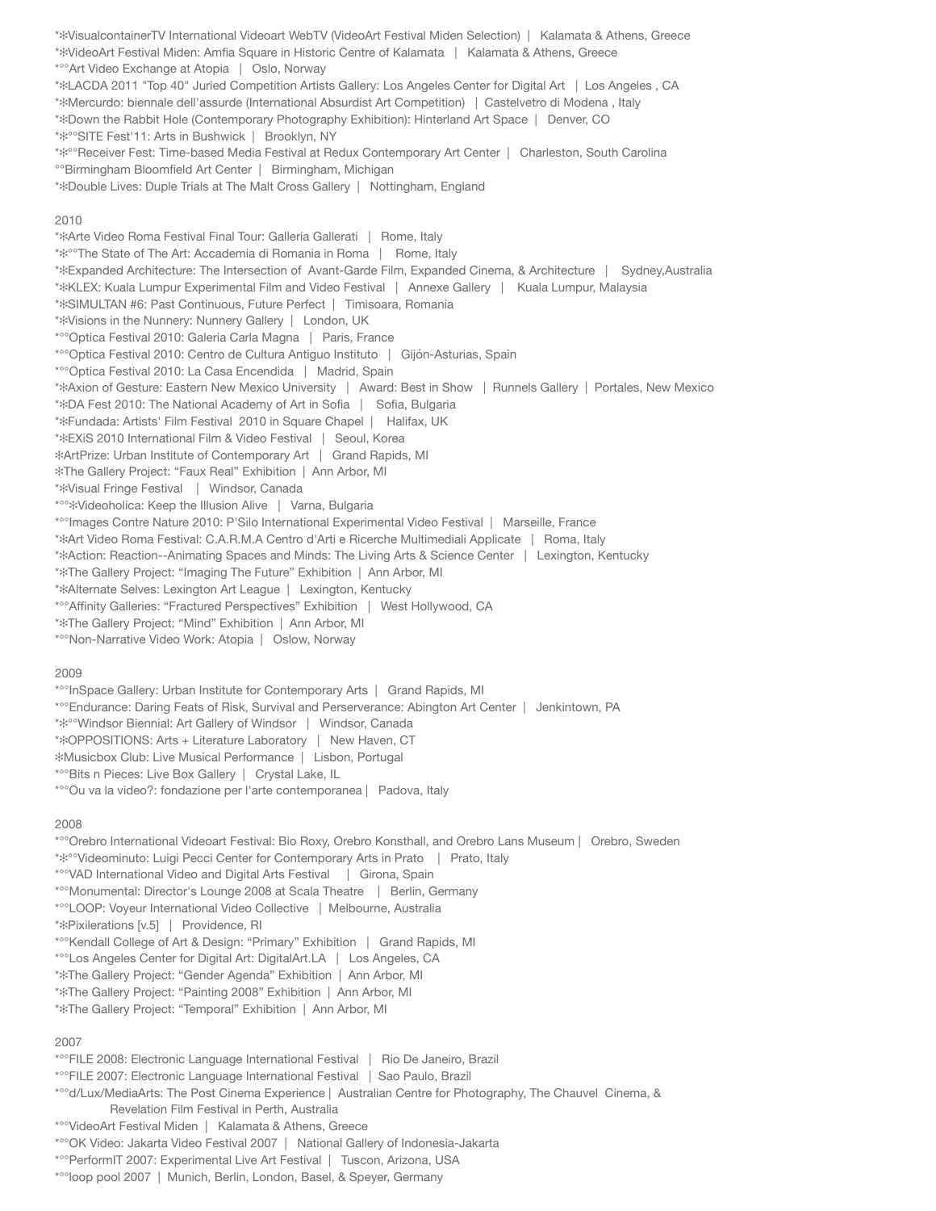*✻VisualcontainerTV International Videoart WebTV (VideoArt Festival Miden Selection) |  Kalamata & Athens, Greece
*✻VideoArt Festival Miden: Amfia Square in Historic Centre of Kalamata  |  Kalamata & Athens, Greece
*°°Art Video Exchange at Atopia  |  Oslo, Norway
*✻LACDA 2011 "Top 40" Juried Competition Artists Gallery: Los Angeles Center for Digital Art  |  Los Angeles , CA
*✻Mercurdo: biennale dell'assurde (International Absurdist Art Competition)  | Castelvetro di Modena , Italy
*✻Down the Rabbit Hole (Contemporary Photography Exhibition): Hinterland Art Space  |  Denver, CO
*✻°°SITE Fest'11: Arts in Bushwick  |  Brooklyn, NY
*✻°°Receiver Fest: Time-based Media Festival at Redux Contemporary Art Center  |  Charleston, South Carolina
°°Birmingham Bloomfield Art Center  |  Birmingham, Michigan
*✻Double Lives: Duple Trials at The Malt Cross Gallery  |  Nottingham, England

2010
*✻Arte Video Roma Festival Final Tour: Galleria Gallerati  |  Rome, Italy
*✻°°The State of The Art: Accademia di Romania in Roma  |  Rome, Italy
*✻Expanded Architecture: The Intersection of Avant-Garde Film, Expanded Cinema, & Architecture  |  Sydney,Australia
*✻KLEX: Kuala Lumpur Experimental Film and Video Festival  |  Annexe Gallery  |  Kuala Lumpur, Malaysia
*✻SIMULTAN #6: Past Continuous, Future Perfect  |  Timisoara, Romania
*✻Visions in the Nunnery: Nunnery Gallery  |  London, UK
*°°Optica Festival 2010: Galeria Carla Magna  |  Paris, France
*°°Optica Festival 2010: Centro de Cultura Antiguo Instituto  |  Gijón-Asturias, Spain
*°°Optica Festival 2010: La Casa Encendida  |  Madrid, Spain
*✻Axion of Gesture: Eastern New Mexico University  |  Award: Best in Show  | Runnels Gallery  | Portales, New Mexico
*✻DA Fest 2010: The National Academy of Art in Sofia  |  Sofia, Bulgaria
*✻Fundada: Artists' Film Festival 2010 in Square Chapel  |  Halifax, UK
*✻EXiS 2010 International Film & Video Festival  |  Seoul, Korea
✻ArtPrize: Urban Institute of Contemporary Art  |  Grand Rapids, MI
✻The Gallery Project: “Faux Real” Exhibition  | Ann Arbor, MI
*✻Visual Fringe Festival  |  Windsor, Canada
*°°✻Videoholica: Keep the Illusion Alive  |  Varna, Bulgaria
*°°Images Contre Nature 2010: P'Silo International Experimental Video Festival  |  Marseille, France
*✻Art Video Roma Festival: C.A.R.M.A Centro d'Arti e Ricerche Multimediali Applicate  |  Roma, Italy
*✻Action: Reaction--Animating Spaces and Minds: The Living Arts & Science Center  |  Lexington, Kentucky
*✻The Gallery Project: “Imaging The Future” Exhibition  | Ann Arbor, MI
*✻Alternate Selves: Lexington Art League  |  Lexington, Kentucky
*°°Affinity Galleries: “Fractured Perspectives” Exhibition  |  West Hollywood, CA
*✻The Gallery Project: “Mind” Exhibition  | Ann Arbor, MI
*°°Non-Narrative Video Work: Atopia  |  Oslow, Norway

2009
*°°InSpace Gallery: Urban Institute for Contemporary Arts  |  Grand Rapids, MI
*°°Endurance: Daring Feats of Risk, Survival and Perserverance: Abington Art Center  |  Jenkintown, PA
*✻°°Windsor Biennial: Art Gallery of Windsor  |  Windsor, Canada
*✻OPPOSITIONS: Arts + Literature Laboratory  |  New Haven, CT
✻Musicbox Club: Live Musical Performance  |  Lisbon, Portugal
*°°Bits n Pieces: Live Box Gallery  |  Crystal Lake, IL
*°°Ou va la video?: fondazione per l'arte contemporanea |  Padova, Italy

2008
*°°Orebro International Videoart Festival: Bio Roxy, Orebro Konsthall, and Orebro Lans Museum |  Orebro, Sweden
*✻°°Videominuto: Luigi Pecci Center for Contemporary Arts in Prato  |  Prato, Italy
*°°VAD International Video and Digital Arts Festival  |  Girona, Spain
*°°Monumental: Director's Lounge 2008 at Scala Theatre  |  Berlin, Germany
*°°LOOP: Voyeur International Video Collective  |  Melbourne, Australia
*✻Pixilerations [v.5]  |  Providence, RI
*°°Kendall College of Art & Design: “Primary” Exhibition  |  Grand Rapids, MI
*°°Los Angeles Center for Digital Art: DigitalArt.LA  |  Los Angeles, CA
*✻The Gallery Project: “Gender Agenda” Exhibition  | Ann Arbor, MI
*✻The Gallery Project: “Painting 2008” Exhibition  | Ann Arbor, MI
*✻The Gallery Project: “Temporal” Exhibition  | Ann Arbor, MI

2007
*°°FILE 2008: Electronic Language International Festival  |  Rio De Janeiro, Brazil
*°°FILE 2007: Electronic Language International Festival  | Sao Paulo, Brazil
*°°d/Lux/MediaArts: The Post Cinema Experience |  Australian Centre for Photography, The Chauvel Cinema, & Revelation Film Festival in Perth, Australia
*°°VideoArt Festival Miden  |  Kalamata & Athens, Greece
*°°OK Video: Jakarta Video Festival 2007  |  National Gallery of Indonesia-Jakarta
*°°PerformIT 2007: Experimental Live Art Festival  |  Tuscon, Arizona, USA
*°°loop pool 2007  |  Munich, Berlin, London, Basel, & Speyer, Germany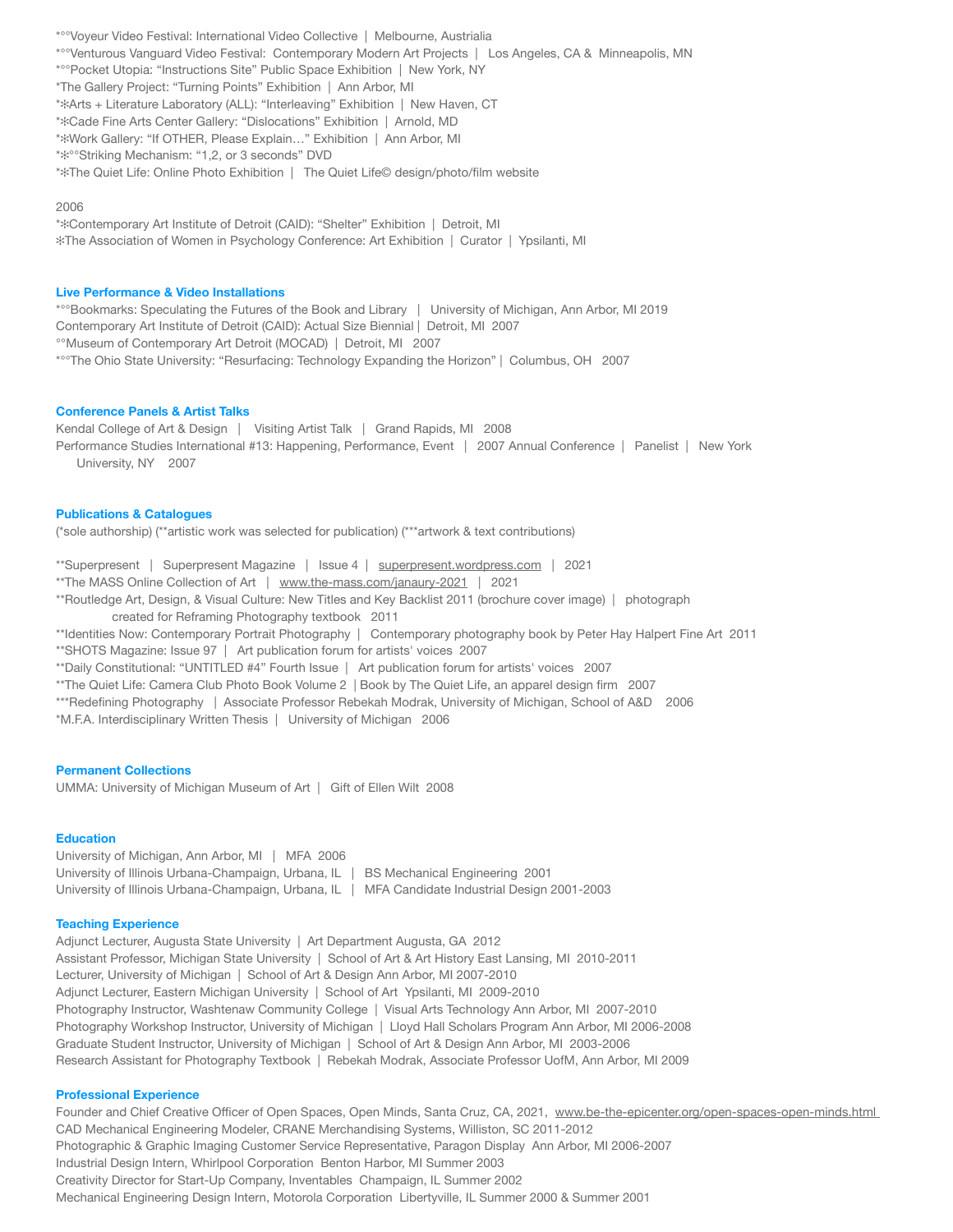*°°Voyeur Video Festival: International Video Collective | Melbourne, Austrialia
*°°Venturous Vanguard Video Festival: Contemporary Modern Art Projects | Los Angeles, CA & Minneapolis, MN
*°°Pocket Utopia: "Instructions Site" Public Space Exhibition | New York, NY
*The Gallery Project: "Turning Points" Exhibition | Ann Arbor, MI
*✻Arts + Literature Laboratory (ALL): "Interleaving" Exhibition | New Haven, CT
*✻Cade Fine Arts Center Gallery: "Dislocations" Exhibition | Arnold, MD
*✻Work Gallery: "If OTHER, Please Explain…" Exhibition | Ann Arbor, MI
*✻°°Striking Mechanism: "1,2, or 3 seconds" DVD
*✻The Quiet Life: Online Photo Exhibition | The Quiet Life© design/photo/film website

2006
*✻Contemporary Art Institute of Detroit (CAID): "Shelter" Exhibition | Detroit, MI
✻The Association of Women in Psychology Conference: Art Exhibition | Curator | Ypsilanti, MI

## Live Performance & Video Installations

*°°Bookmarks: Speculating the Futures of the Book and Library | University of Michigan, Ann Arbor, MI 2019
Contemporary Art Institute of Detroit (CAID): Actual Size Biennial | Detroit, MI 2007
°°Museum of Contemporary Art Detroit (MOCAD) | Detroit, MI 2007
*°°The Ohio State University: "Resurfacing: Technology Expanding the Horizon" | Columbus, OH 2007

## Conference Panels & Artist Talks

Kendal College of Art & Design | Visiting Artist Talk | Grand Rapids, MI 2008
Performance Studies International #13: Happening, Performance, Event | 2007 Annual Conference | Panelist | New York University, NY 2007

## Publications & Catalogues

(*sole authorship) (**artistic work was selected for publication) (***artwork & text contributions)

**Superpresent | Superpresent Magazine | Issue 4 | superpresent.wordpress.com | 2021
**The MASS Online Collection of Art | www.the-mass.com/janaury-2021 | 2021
**Routledge Art, Design, & Visual Culture: New Titles and Key Backlist 2011 (brochure cover image) | photograph created for Reframing Photography textbook 2011
**Identities Now: Contemporary Portrait Photography | Contemporary photography book by Peter Hay Halpert Fine Art 2011
**SHOTS Magazine: Issue 97 | Art publication forum for artists' voices 2007
**Daily Constitutional: "UNTITLED #4" Fourth Issue | Art publication forum for artists' voices 2007
**The Quiet Life: Camera Club Photo Book Volume 2 | Book by The Quiet Life, an apparel design firm 2007
***Redefining Photography | Associate Professor Rebekah Modrak, University of Michigan, School of A&D 2006
*M.F.A. Interdisciplinary Written Thesis | University of Michigan 2006

## Permanent Collections

UMMA: University of Michigan Museum of Art | Gift of Ellen Wilt 2008

## Education

University of Michigan, Ann Arbor, MI | MFA 2006
University of Illinois Urbana-Champaign, Urbana, IL | BS Mechanical Engineering 2001
University of Illinois Urbana-Champaign, Urbana, IL | MFA Candidate Industrial Design 2001-2003

## Teaching Experience

Adjunct Lecturer, Augusta State University | Art Department Augusta, GA 2012
Assistant Professor, Michigan State University | School of Art & Art History East Lansing, MI 2010-2011
Lecturer, University of Michigan | School of Art & Design Ann Arbor, MI 2007-2010
Adjunct Lecturer, Eastern Michigan University | School of Art Ypsilanti, MI 2009-2010
Photography Instructor, Washtenaw Community College | Visual Arts Technology Ann Arbor, MI 2007-2010
Photography Workshop Instructor, University of Michigan | Lloyd Hall Scholars Program Ann Arbor, MI 2006-2008
Graduate Student Instructor, University of Michigan | School of Art & Design Ann Arbor, MI 2003-2006
Research Assistant for Photography Textbook | Rebekah Modrak, Associate Professor UofM, Ann Arbor, MI 2009

## Professional Experience

Founder and Chief Creative Officer of Open Spaces, Open Minds, Santa Cruz, CA, 2021, www.be-the-epicenter.org/open-spaces-open-minds.html
CAD Mechanical Engineering Modeler, CRANE Merchandising Systems, Williston, SC 2011-2012
Photographic & Graphic Imaging Customer Service Representative, Paragon Display Ann Arbor, MI 2006-2007
Industrial Design Intern, Whirlpool Corporation Benton Harbor, MI Summer 2003
Creativity Director for Start-Up Company, Inventables Champaign, IL Summer 2002
Mechanical Engineering Design Intern, Motorola Corporation Libertyville, IL Summer 2000 & Summer 2001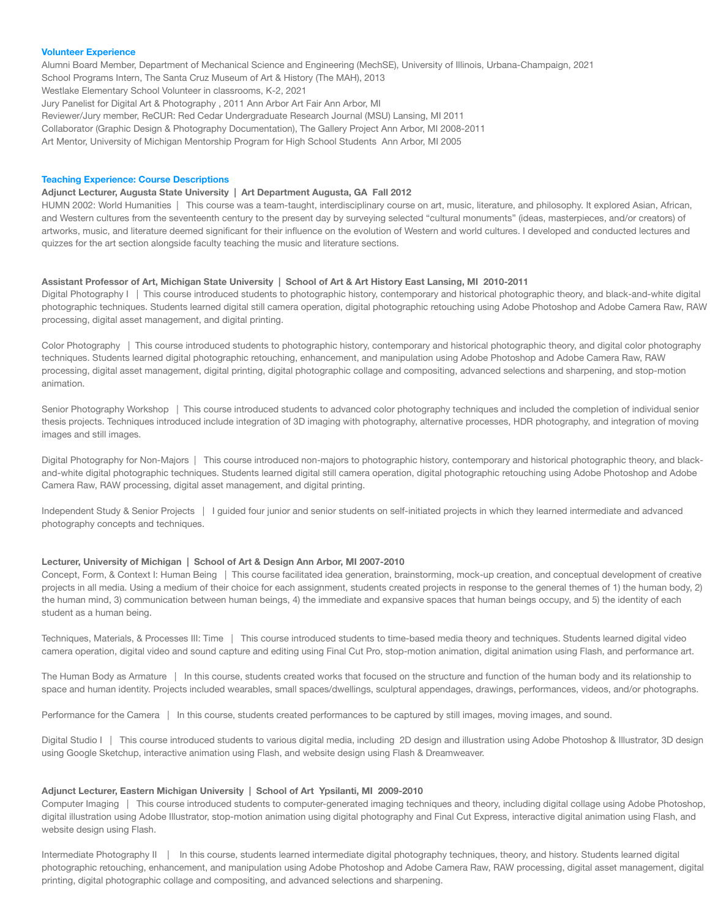## Volunteer Experience

Alumni Board Member, Department of Mechanical Science and Engineering (MechSE), University of Illinois, Urbana-Champaign, 2021
School Programs Intern, The Santa Cruz Museum of Art & History (The MAH), 2013
Westlake Elementary School Volunteer in classrooms, K-2, 2021
Jury Panelist for Digital Art & Photography , 2011 Ann Arbor Art Fair Ann Arbor, MI
Reviewer/Jury member, ReCUR: Red Cedar Undergraduate Research Journal (MSU) Lansing, MI 2011
Collaborator (Graphic Design & Photography Documentation), The Gallery Project Ann Arbor, MI 2008-2011
Art Mentor, University of Michigan Mentorship Program for High School Students Ann Arbor, MI 2005

## Teaching Experience: Course Descriptions

**Adjunct Lecturer, Augusta State University | Art Department Augusta, GA Fall 2012**

HUMN 2002: World Humanities | This course was a team-taught, interdisciplinary course on art, music, literature, and philosophy. It explored Asian, African, and Western cultures from the seventeenth century to the present day by surveying selected "cultural monuments" (ideas, masterpieces, and/or creators) of artworks, music, and literature deemed significant for their influence on the evolution of Western and world cultures. I developed and conducted lectures and quizzes for the art section alongside faculty teaching the music and literature sections.

**Assistant Professor of Art, Michigan State University | School of Art & Art History East Lansing, MI 2010-2011**

Digital Photography I | This course introduced students to photographic history, contemporary and historical photographic theory, and black-and-white digital photographic techniques. Students learned digital still camera operation, digital photographic retouching using Adobe Photoshop and Adobe Camera Raw, RAW processing, digital asset management, and digital printing.

Color Photography | This course introduced students to photographic history, contemporary and historical photographic theory, and digital color photography techniques. Students learned digital photographic retouching, enhancement, and manipulation using Adobe Photoshop and Adobe Camera Raw, RAW processing, digital asset management, digital printing, digital photographic collage and compositing, advanced selections and sharpening, and stop-motion animation.

Senior Photography Workshop | This course introduced students to advanced color photography techniques and included the completion of individual senior thesis projects. Techniques introduced include integration of 3D imaging with photography, alternative processes, HDR photography, and integration of moving images and still images.

Digital Photography for Non-Majors | This course introduced non-majors to photographic history, contemporary and historical photographic theory, and black-and-white digital photographic techniques. Students learned digital still camera operation, digital photographic retouching using Adobe Photoshop and Adobe Camera Raw, RAW processing, digital asset management, and digital printing.

Independent Study & Senior Projects | I guided four junior and senior students on self-initiated projects in which they learned intermediate and advanced photography concepts and techniques.

**Lecturer, University of Michigan | School of Art & Design Ann Arbor, MI 2007-2010**

Concept, Form, & Context I: Human Being | This course facilitated idea generation, brainstorming, mock-up creation, and conceptual development of creative projects in all media. Using a medium of their choice for each assignment, students created projects in response to the general themes of 1) the human body, 2) the human mind, 3) communication between human beings, 4) the immediate and expansive spaces that human beings occupy, and 5) the identity of each student as a human being.

Techniques, Materials, & Processes III: Time | This course introduced students to time-based media theory and techniques. Students learned digital video camera operation, digital video and sound capture and editing using Final Cut Pro, stop-motion animation, digital animation using Flash, and performance art.

The Human Body as Armature | In this course, students created works that focused on the structure and function of the human body and its relationship to space and human identity. Projects included wearables, small spaces/dwellings, sculptural appendages, drawings, performances, videos, and/or photographs.

Performance for the Camera | In this course, students created performances to be captured by still images, moving images, and sound.

Digital Studio I | This course introduced students to various digital media, including 2D design and illustration using Adobe Photoshop & Illustrator, 3D design using Google Sketchup, interactive animation using Flash, and website design using Flash & Dreamweaver.

**Adjunct Lecturer, Eastern Michigan University | School of Art Ypsilanti, MI 2009-2010**

Computer Imaging | This course introduced students to computer-generated imaging techniques and theory, including digital collage using Adobe Photoshop, digital illustration using Adobe Illustrator, stop-motion animation using digital photography and Final Cut Express, interactive digital animation using Flash, and website design using Flash.

Intermediate Photography II | In this course, students learned intermediate digital photography techniques, theory, and history. Students learned digital photographic retouching, enhancement, and manipulation using Adobe Photoshop and Adobe Camera Raw, RAW processing, digital asset management, digital printing, digital photographic collage and compositing, and advanced selections and sharpening.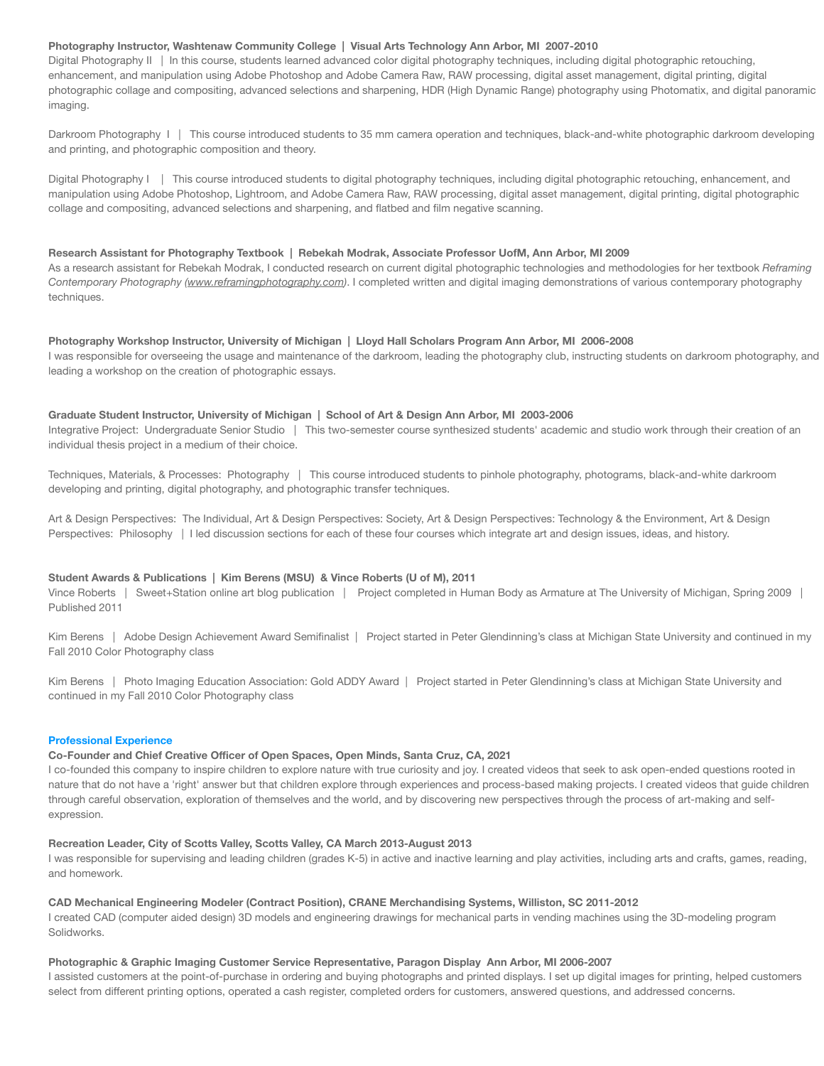**Photography Instructor, Washtenaw Community College | Visual Arts Technology Ann Arbor, MI 2007-2010**

Digital Photography II | In this course, students learned advanced color digital photography techniques, including digital photographic retouching, enhancement, and manipulation using Adobe Photoshop and Adobe Camera Raw, RAW processing, digital asset management, digital printing, digital photographic collage and compositing, advanced selections and sharpening, HDR (High Dynamic Range) photography using Photomatix, and digital panoramic imaging.

Darkroom Photography I | This course introduced students to 35 mm camera operation and techniques, black-and-white photographic darkroom developing and printing, and photographic composition and theory.

Digital Photography I | This course introduced students to digital photography techniques, including digital photographic retouching, enhancement, and manipulation using Adobe Photoshop, Lightroom, and Adobe Camera Raw, RAW processing, digital asset management, digital printing, digital photographic collage and compositing, advanced selections and sharpening, and flatbed and film negative scanning.

**Research Assistant for Photography Textbook | Rebekah Modrak, Associate Professor UofM, Ann Arbor, MI 2009**

As a research assistant for Rebekah Modrak, I conducted research on current digital photographic technologies and methodologies for her textbook *Reframing Contemporary Photography (www.reframingphotography.com)*. I completed written and digital imaging demonstrations of various contemporary photography techniques.

**Photography Workshop Instructor, University of Michigan | Lloyd Hall Scholars Program Ann Arbor, MI 2006-2008**

I was responsible for overseeing the usage and maintenance of the darkroom, leading the photography club, instructing students on darkroom photography, and leading a workshop on the creation of photographic essays.

**Graduate Student Instructor, University of Michigan | School of Art & Design Ann Arbor, MI 2003-2006**

Integrative Project: Undergraduate Senior Studio | This two-semester course synthesized students' academic and studio work through their creation of an individual thesis project in a medium of their choice.

Techniques, Materials, & Processes: Photography | This course introduced students to pinhole photography, photograms, black-and-white darkroom developing and printing, digital photography, and photographic transfer techniques.

Art & Design Perspectives: The Individual, Art & Design Perspectives: Society, Art & Design Perspectives: Technology & the Environment, Art & Design Perspectives: Philosophy | I led discussion sections for each of these four courses which integrate art and design issues, ideas, and history.

**Student Awards & Publications | Kim Berens (MSU) & Vince Roberts (U of M), 2011**

Vince Roberts | Sweet+Station online art blog publication | Project completed in Human Body as Armature at The University of Michigan, Spring 2009 | Published 2011

Kim Berens | Adobe Design Achievement Award Semifinalist | Project started in Peter Glendinning's class at Michigan State University and continued in my Fall 2010 Color Photography class

Kim Berens | Photo Imaging Education Association: Gold ADDY Award | Project started in Peter Glendinning's class at Michigan State University and continued in my Fall 2010 Color Photography class

## Professional Experience

**Co-Founder and Chief Creative Officer of Open Spaces, Open Minds, Santa Cruz, CA, 2021**

I co-founded this company to inspire children to explore nature with true curiosity and joy. I created videos that seek to ask open-ended questions rooted in nature that do not have a 'right' answer but that children explore through experiences and process-based making projects. I created videos that guide children through careful observation, exploration of themselves and the world, and by discovering new perspectives through the process of art-making and self-expression.

**Recreation Leader, City of Scotts Valley, Scotts Valley, CA March 2013-August 2013**

I was responsible for supervising and leading children (grades K-5) in active and inactive learning and play activities, including arts and crafts, games, reading, and homework.

**CAD Mechanical Engineering Modeler (Contract Position), CRANE Merchandising Systems, Williston, SC 2011-2012**

I created CAD (computer aided design) 3D models and engineering drawings for mechanical parts in vending machines using the 3D-modeling program Solidworks.

**Photographic & Graphic Imaging Customer Service Representative, Paragon Display Ann Arbor, MI 2006-2007**

I assisted customers at the point-of-purchase in ordering and buying photographs and printed displays. I set up digital images for printing, helped customers select from different printing options, operated a cash register, completed orders for customers, answered questions, and addressed concerns.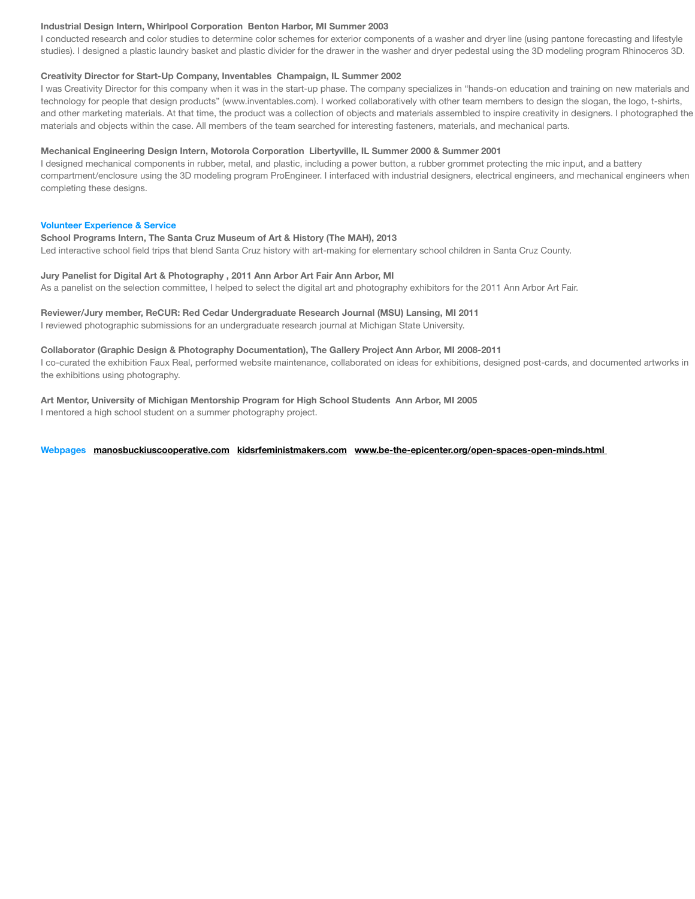**Industrial Design Intern, Whirlpool Corporation  Benton Harbor, MI Summer 2003**
I conducted research and color studies to determine color schemes for exterior components of a washer and dryer line (using pantone forecasting and lifestyle studies). I designed a plastic laundry basket and plastic divider for the drawer in the washer and dryer pedestal using the 3D modeling program Rhinoceros 3D.

**Creativity Director for Start-Up Company, Inventables  Champaign, IL Summer 2002**
I was Creativity Director for this company when it was in the start-up phase. The company specializes in "hands-on education and training on new materials and technology for people that design products" (www.inventables.com). I worked collaboratively with other team members to design the slogan, the logo, t-shirts, and other marketing materials. At that time, the product was a collection of objects and materials assembled to inspire creativity in designers. I photographed the materials and objects within the case. All members of the team searched for interesting fasteners, materials, and mechanical parts.

**Mechanical Engineering Design Intern, Motorola Corporation  Libertyville, IL Summer 2000 & Summer 2001**
I designed mechanical components in rubber, metal, and plastic, including a power button, a rubber grommet protecting the mic input, and a battery compartment/enclosure using the 3D modeling program ProEngineer. I interfaced with industrial designers, electrical engineers, and mechanical engineers when completing these designs.

## Volunteer Experience & Service

**School Programs Intern, The Santa Cruz Museum of Art & History (The MAH), 2013**
Led interactive school field trips that blend Santa Cruz history with art-making for elementary school children in Santa Cruz County.

**Jury Panelist for Digital Art & Photography , 2011 Ann Arbor Art Fair Ann Arbor, MI**
As a panelist on the selection committee, I helped to select the digital art and photography exhibitors for the 2011 Ann Arbor Art Fair.

**Reviewer/Jury member, ReCUR: Red Cedar Undergraduate Research Journal (MSU) Lansing, MI 2011**
I reviewed photographic submissions for an undergraduate research journal at Michigan State University.

**Collaborator (Graphic Design & Photography Documentation), The Gallery Project Ann Arbor, MI 2008-2011**
I co-curated the exhibition Faux Real, performed website maintenance, collaborated on ideas for exhibitions, designed post-cards, and documented artworks in the exhibitions using photography.

**Art Mentor, University of Michigan Mentorship Program for High School Students  Ann Arbor, MI 2005**
I mentored a high school student on a summer photography project.

**Webpages**   **manosbuckiuscooperative.com**   **kidsrfeministmakers.com**   **www.be-the-epicenter.org/open-spaces-open-minds.html**